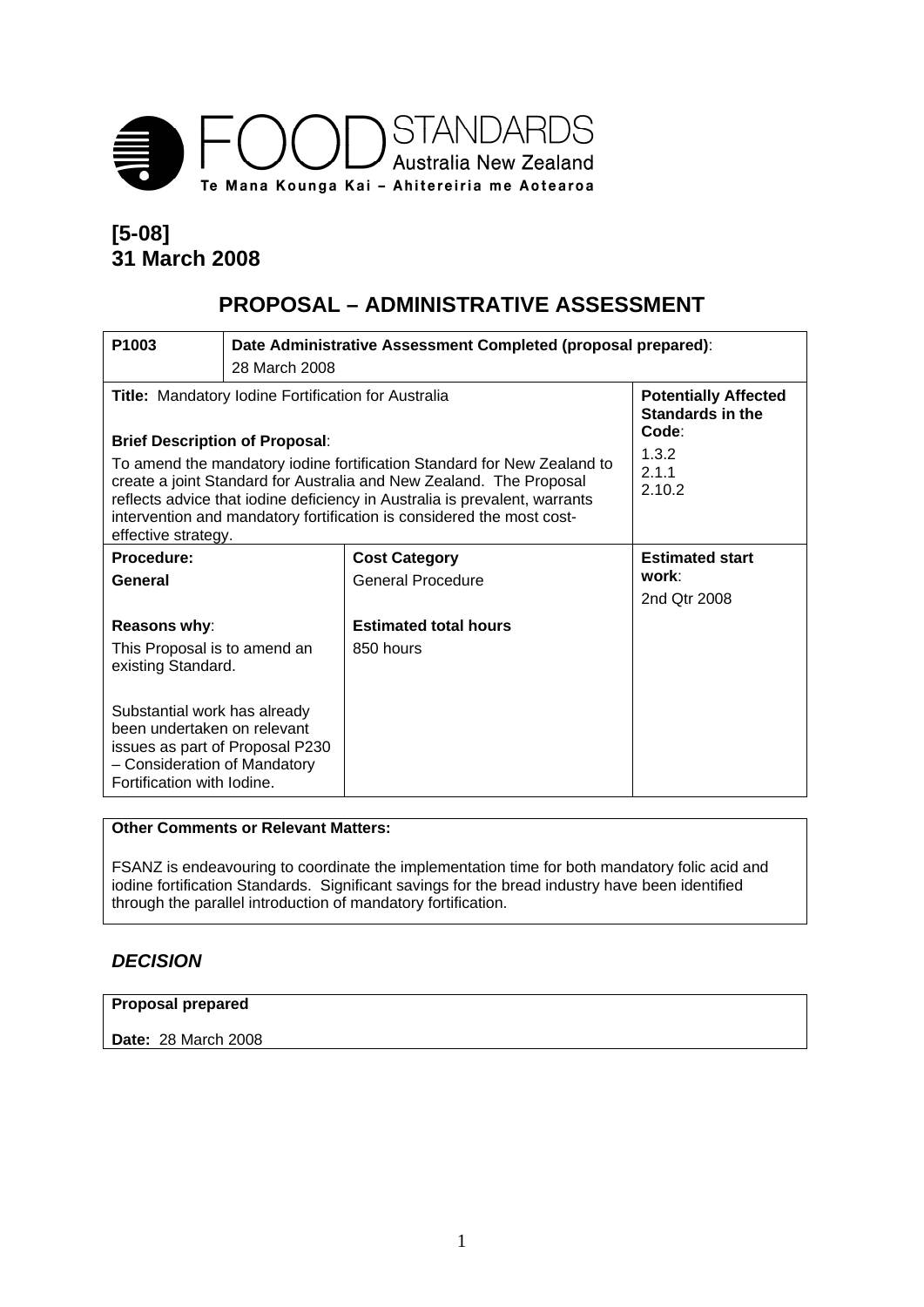FOOD STANDARDS Australia New Zealand

Te Mana Kounga Kai – Ahitereiria me Aotearoa

**[5-08]**
**31 March 2008**

# PROPOSAL – ADMINISTRATIVE ASSESSMENT

| **P1003** | **Date Administrative Assessment Completed (proposal prepared)**: 28 March 2008 | | |
|---|---|---|---|
| **Title:** Mandatory Iodine Fortification for Australia<br><br>**Brief Description of Proposal**:<br>To amend the mandatory iodine fortification Standard for New Zealand to create a joint Standard for Australia and New Zealand. The Proposal reflects advice that iodine deficiency in Australia is prevalent, warrants intervention and mandatory fortification is considered the most cost-effective strategy. | | | **Potentially Affected Standards in the Code**:<br>1.3.2<br>2.1.1<br>2.10.2 |
| **Procedure:**<br>**General**<br><br>**Reasons why**:<br>This Proposal is to amend an existing Standard.<br><br>Substantial work has already been undertaken on relevant issues as part of Proposal P230 – Consideration of Mandatory Fortification with Iodine. | | **Cost Category**<br>General Procedure<br><br>**Estimated total hours**<br>850 hours | **Estimated start work**:<br>2nd Qtr 2008 |

**Other Comments or Relevant Matters:**

FSANZ is endeavouring to coordinate the implementation time for both mandatory folic acid and iodine fortification Standards. Significant savings for the bread industry have been identified through the parallel introduction of mandatory fortification.

## *DECISION*

**Proposal prepared**

**Date:** 28 March 2008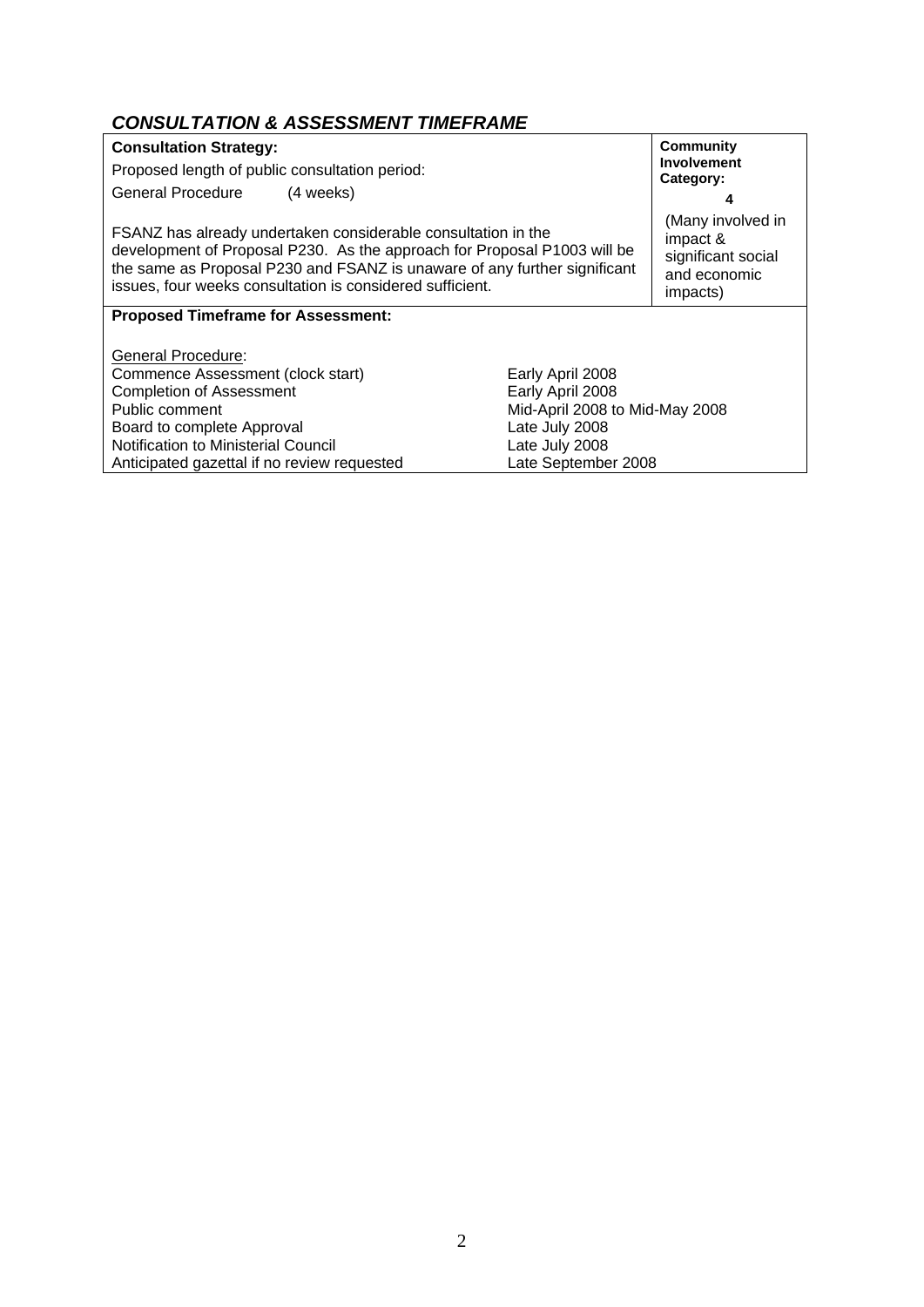### *CONSULTATION & ASSESSMENT TIMEFRAME*

| | |
|---|---|
| **Consultation Strategy:**<br>Proposed length of public consultation period:<br>General Procedure (4 weeks)<br><br>FSANZ has already undertaken considerable consultation in the development of Proposal P230. As the approach for Proposal P1003 will be the same as Proposal P230 and FSANZ is unaware of any further significant issues, four weeks consultation is considered sufficient. | **Community Involvement Category:**<br>**4**<br>(Many involved in impact & significant social and economic impacts) |

**Proposed Timeframe for Assessment:**

General Procedure:

| | |
|---|---|
| Commence Assessment (clock start) | Early April 2008 |
| Completion of Assessment | Early April 2008 |
| Public comment | Mid-April 2008 to Mid-May 2008 |
| Board to complete Approval | Late July 2008 |
| Notification to Ministerial Council | Late July 2008 |
| Anticipated gazettal if no review requested | Late September 2008 |